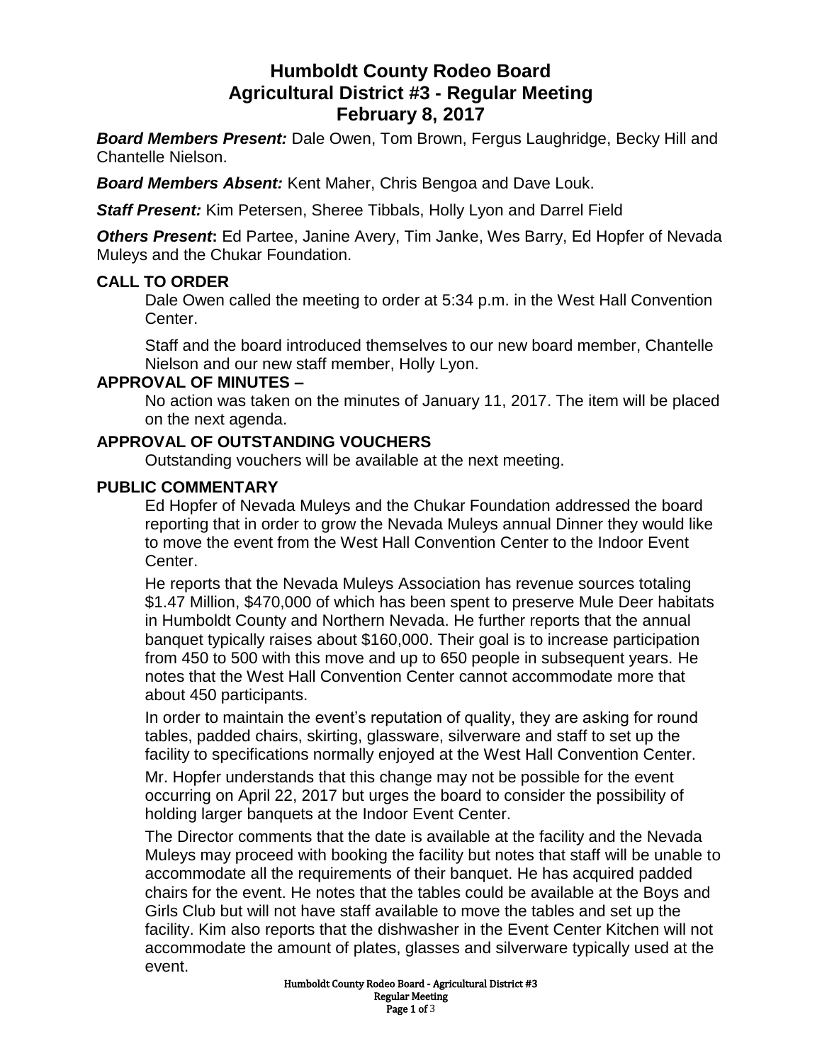# Humboldt County Rodeo Board
# Agricultural District #3 - Regular Meeting
# February 8, 2017

***Board Members Present:*** Dale Owen, Tom Brown, Fergus Laughridge, Becky Hill and Chantelle Nielson.

***Board Members Absent:*** Kent Maher, Chris Bengoa and Dave Louk.

***Staff Present:*** Kim Petersen, Sheree Tibbals, Holly Lyon and Darrel Field

***Others Present*:** Ed Partee, Janine Avery, Tim Janke, Wes Barry, Ed Hopfer of Nevada Muleys and the Chukar Foundation.

## CALL TO ORDER

Dale Owen called the meeting to order at 5:34 p.m. in the West Hall Convention Center.

Staff and the board introduced themselves to our new board member, Chantelle Nielson and our new staff member, Holly Lyon.

## APPROVAL OF MINUTES –

No action was taken on the minutes of January 11, 2017. The item will be placed on the next agenda.

## APPROVAL OF OUTSTANDING VOUCHERS

Outstanding vouchers will be available at the next meeting.

## PUBLIC COMMENTARY

Ed Hopfer of Nevada Muleys and the Chukar Foundation addressed the board reporting that in order to grow the Nevada Muleys annual Dinner they would like to move the event from the West Hall Convention Center to the Indoor Event Center.

He reports that the Nevada Muleys Association has revenue sources totaling $1.47 Million, $470,000 of which has been spent to preserve Mule Deer habitats in Humboldt County and Northern Nevada. He further reports that the annual banquet typically raises about $160,000. Their goal is to increase participation from 450 to 500 with this move and up to 650 people in subsequent years. He notes that the West Hall Convention Center cannot accommodate more that about 450 participants.

In order to maintain the event's reputation of quality, they are asking for round tables, padded chairs, skirting, glassware, silverware and staff to set up the facility to specifications normally enjoyed at the West Hall Convention Center.

Mr. Hopfer understands that this change may not be possible for the event occurring on April 22, 2017 but urges the board to consider the possibility of holding larger banquets at the Indoor Event Center.

The Director comments that the date is available at the facility and the Nevada Muleys may proceed with booking the facility but notes that staff will be unable to accommodate all the requirements of their banquet. He has acquired padded chairs for the event. He notes that the tables could be available at the Boys and Girls Club but will not have staff available to move the tables and set up the facility. Kim also reports that the dishwasher in the Event Center Kitchen will not accommodate the amount of plates, glasses and silverware typically used at the event.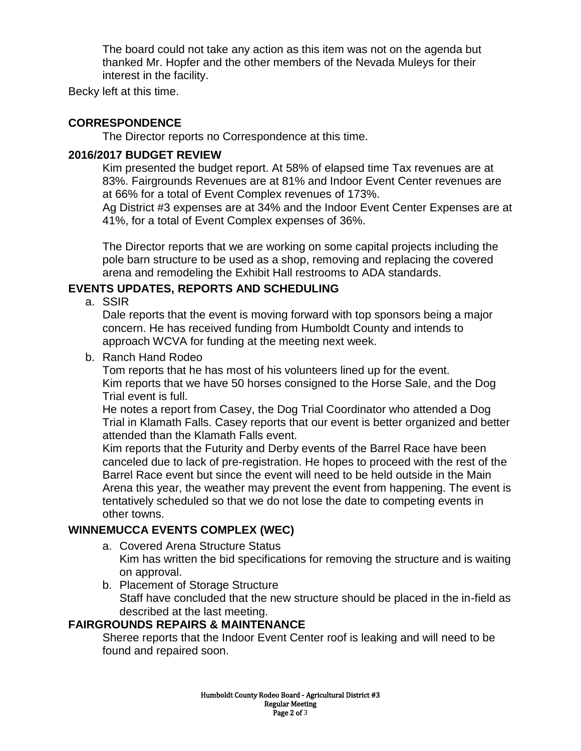The board could not take any action as this item was not on the agenda but thanked Mr. Hopfer and the other members of the Nevada Muleys for their interest in the facility.

Becky left at this time.

## CORRESPONDENCE

The Director reports no Correspondence at this time.

## 2016/2017 BUDGET REVIEW

Kim presented the budget report. At 58% of elapsed time Tax revenues are at 83%. Fairgrounds Revenues are at 81% and Indoor Event Center revenues are at 66% for a total of Event Complex revenues of 173%.

Ag District #3 expenses are at 34% and the Indoor Event Center Expenses are at 41%, for a total of Event Complex expenses of 36%.

The Director reports that we are working on some capital projects including the pole barn structure to be used as a shop, removing and replacing the covered arena and remodeling the Exhibit Hall restrooms to ADA standards.

## EVENTS UPDATES, REPORTS AND SCHEDULING

a. SSIR

   Dale reports that the event is moving forward with top sponsors being a major concern. He has received funding from Humboldt County and intends to approach WCVA for funding at the meeting next week.

b. Ranch Hand Rodeo

   Tom reports that he has most of his volunteers lined up for the event.
   Kim reports that we have 50 horses consigned to the Horse Sale, and the Dog Trial event is full.
   He notes a report from Casey, the Dog Trial Coordinator who attended a Dog Trial in Klamath Falls. Casey reports that our event is better organized and better attended than the Klamath Falls event.
   Kim reports that the Futurity and Derby events of the Barrel Race have been canceled due to lack of pre-registration. He hopes to proceed with the rest of the Barrel Race event but since the event will need to be held outside in the Main Arena this year, the weather may prevent the event from happening. The event is tentatively scheduled so that we do not lose the date to competing events in other towns.

## WINNEMUCCA EVENTS COMPLEX (WEC)

a. Covered Arena Structure Status

   Kim has written the bid specifications for removing the structure and is waiting on approval.

b. Placement of Storage Structure

   Staff have concluded that the new structure should be placed in the in-field as described at the last meeting.

## FAIRGROUNDS REPAIRS & MAINTENANCE

Sheree reports that the Indoor Event Center roof is leaking and will need to be found and repaired soon.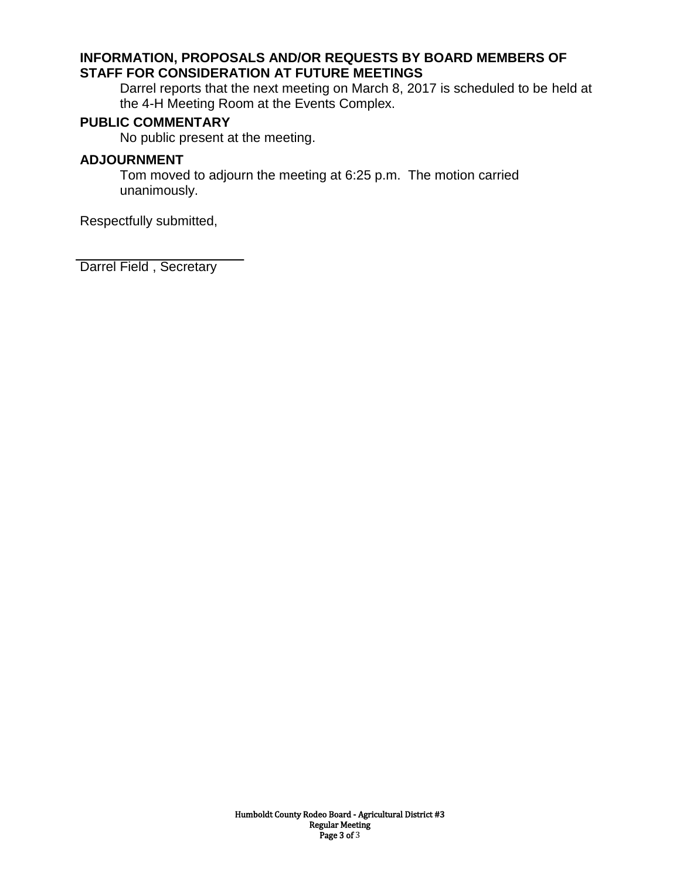**INFORMATION, PROPOSALS AND/OR REQUESTS BY BOARD MEMBERS OF STAFF FOR CONSIDERATION AT FUTURE MEETINGS**

Darrel reports that the next meeting on March 8, 2017 is scheduled to be held at the 4-H Meeting Room at the Events Complex.

**PUBLIC COMMENTARY**

No public present at the meeting.

**ADJOURNMENT**

Tom moved to adjourn the meeting at 6:25 p.m. The motion carried unanimously.

Respectfully submitted,

Darrel Field , Secretary